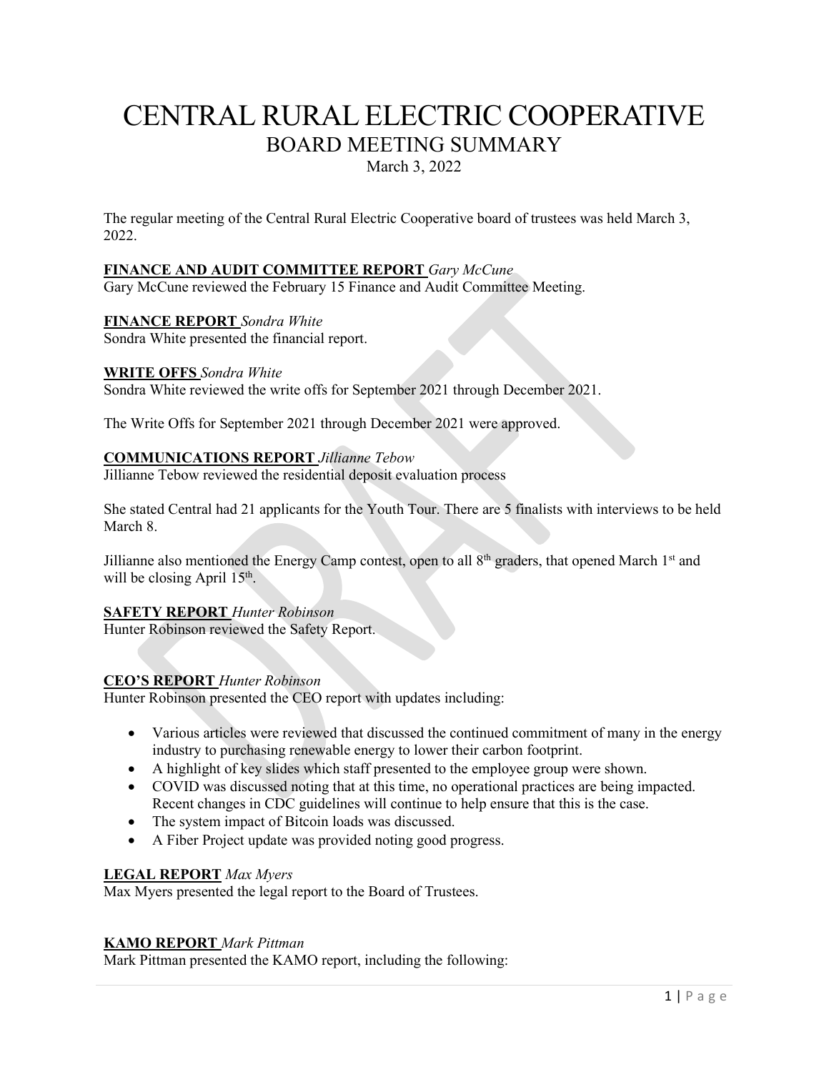# CENTRAL RURAL ELECTRIC COOPERATIVE

## BOARD MEETING SUMMARY

March 3, 2022

The regular meeting of the Central Rural Electric Cooperative board of trustees was held March 3, 2022.

**FINANCE AND AUDIT COMMITTEE REPORT** *Gary McCune*
Gary McCune reviewed the February 15 Finance and Audit Committee Meeting.

**FINANCE REPORT** *Sondra White*
Sondra White presented the financial report.

**WRITE OFFS** *Sondra White*
Sondra White reviewed the write offs for September 2021 through December 2021.

The Write Offs for September 2021 through December 2021 were approved.

**COMMUNICATIONS REPORT** *Jillianne Tebow*
Jillianne Tebow reviewed the residential deposit evaluation process

She stated Central had 21 applicants for the Youth Tour. There are 5 finalists with interviews to be held March 8.

Jillianne also mentioned the Energy Camp contest, open to all 8th graders, that opened March 1st and will be closing April 15th.

**SAFETY REPORT** *Hunter Robinson*
Hunter Robinson reviewed the Safety Report.

**CEO'S REPORT** *Hunter Robinson*
Hunter Robinson presented the CEO report with updates including:

- Various articles were reviewed that discussed the continued commitment of many in the energy industry to purchasing renewable energy to lower their carbon footprint.
- A highlight of key slides which staff presented to the employee group were shown.
- COVID was discussed noting that at this time, no operational practices are being impacted. Recent changes in CDC guidelines will continue to help ensure that this is the case.
- The system impact of Bitcoin loads was discussed.
- A Fiber Project update was provided noting good progress.

**LEGAL REPORT** *Max Myers*
Max Myers presented the legal report to the Board of Trustees.

**KAMO REPORT** *Mark Pittman*
Mark Pittman presented the KAMO report, including the following: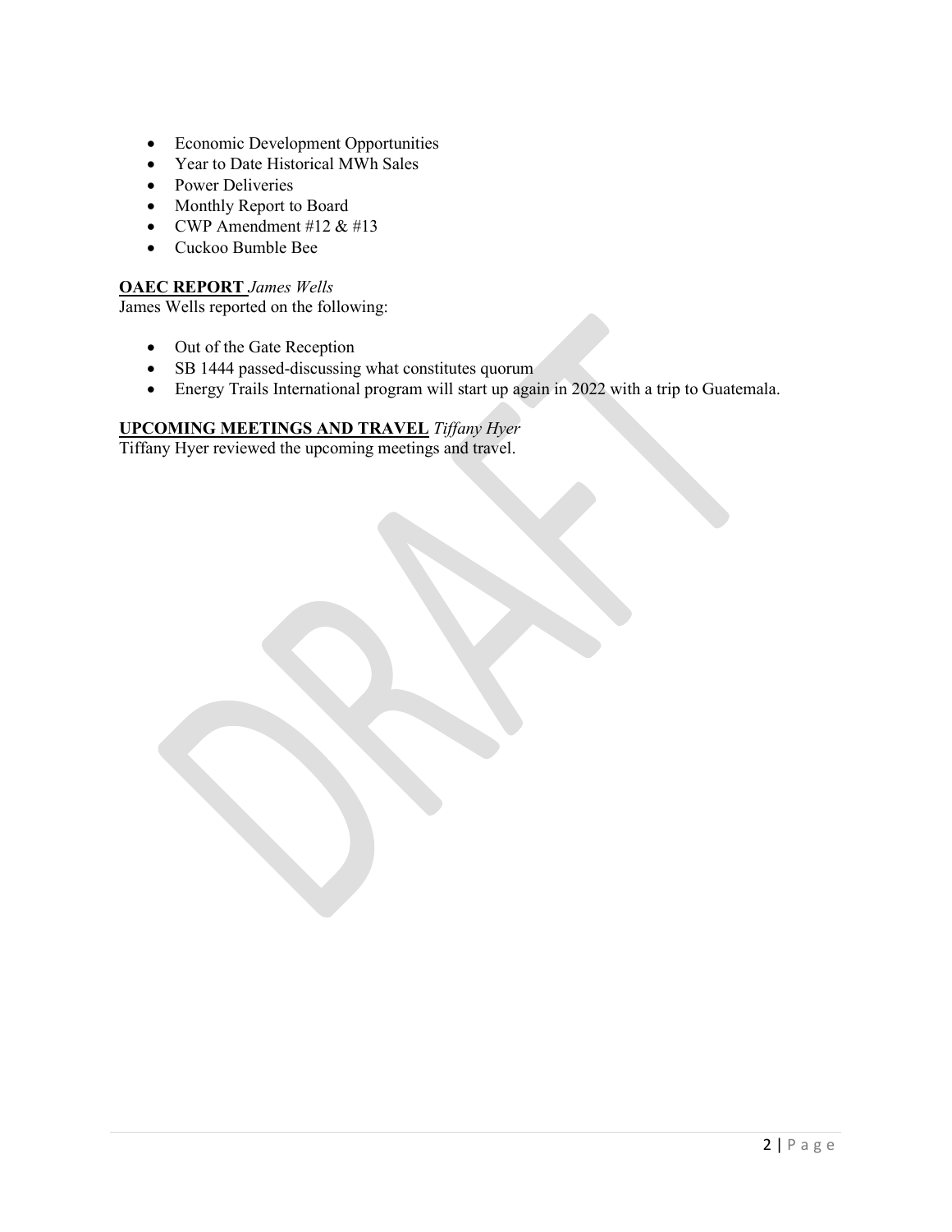- Economic Development Opportunities
- Year to Date Historical MWh Sales
- Power Deliveries
- Monthly Report to Board
- CWP Amendment #12 & #13
- Cuckoo Bumble Bee

**OAEC REPORT** *James Wells*

James Wells reported on the following:

- Out of the Gate Reception
- SB 1444 passed-discussing what constitutes quorum
- Energy Trails International program will start up again in 2022 with a trip to Guatemala.

**UPCOMING MEETINGS AND TRAVEL** *Tiffany Hyer*

Tiffany Hyer reviewed the upcoming meetings and travel.